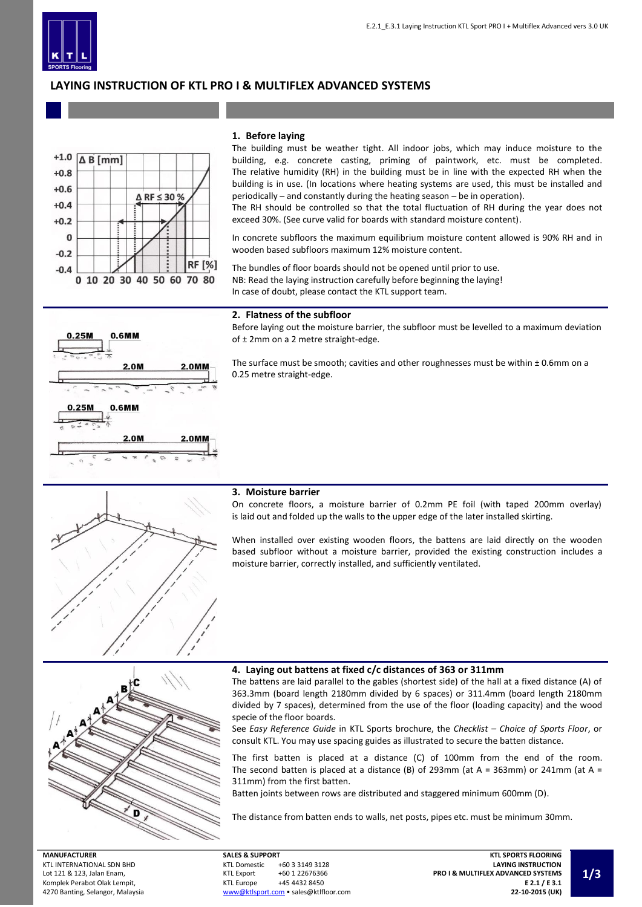# LAYING INSTRUCTION OF KTL PRO I & MULTIFLEX ADVANCED SYSTEMS

+1.0
+0.8
+0.6
+0.4
+0.2
0
-0.2
-0.4
Δ B [mm]
Δ RF ≤ 30 %
RF [%]
0 10 20 30 40 50 60 70 80

## 1. Before laying

The building must be weather tight. All indoor jobs, which may induce moisture to the building, e.g. concrete casting, priming of paintwork, etc. must be completed. The relative humidity (RH) in the building must be in line with the expected RH when the building is in use. (In locations where heating systems are used, this must be installed and periodically – and constantly during the heating season – be in operation).

The RH should be controlled so that the total fluctuation of RH during the year does not exceed 30%. (See curve valid for boards with standard moisture content).

In concrete subfloors the maximum equilibrium moisture content allowed is 90% RH and in wooden based subfloors maximum 12% moisture content.

The bundles of floor boards should not be opened until prior to use.
NB: Read the laying instruction carefully before beginning the laying!
In case of doubt, please contact the KTL support team.

0.25M 0.6MM
2.0M 2.0MM
0.25M 0.6MM
2.0M 2.0MM

## 2. Flatness of the subfloor

Before laying out the moisture barrier, the subfloor must be levelled to a maximum deviation of ± 2mm on a 2 metre straight-edge.

The surface must be smooth; cavities and other roughnesses must be within ± 0.6mm on a 0.25 metre straight-edge.

## 3. Moisture barrier

On concrete floors, a moisture barrier of 0.2mm PE foil (with taped 200mm overlay) is laid out and folded up the walls to the upper edge of the later installed skirting.

When installed over existing wooden floors, the battens are laid directly on the wooden based subfloor without a moisture barrier, provided the existing construction includes a moisture barrier, correctly installed, and sufficiently ventilated.

## 4. Laying out battens at fixed c/c distances of 363 or 311mm

A A A A A B C D

The battens are laid parallel to the gables (shortest side) of the hall at a fixed distance (A) of 363.3mm (board length 2180mm divided by 6 spaces) or 311.4mm (board length 2180mm divided by 7 spaces), determined from the use of the floor (loading capacity) and the wood specie of the floor boards.

See *Easy Reference Guide* in KTL Sports brochure, the *Checklist – Choice of Sports Floor*, or consult KTL. You may use spacing guides as illustrated to secure the batten distance.

The first batten is placed at a distance (C) of 100mm from the end of the room. The second batten is placed at a distance (B) of 293mm (at A = 363mm) or 241mm (at A = 311mm) from the first batten.

Batten joints between rows are distributed and staggered minimum 600mm (D).

The distance from batten ends to walls, net posts, pipes etc. must be minimum 30mm.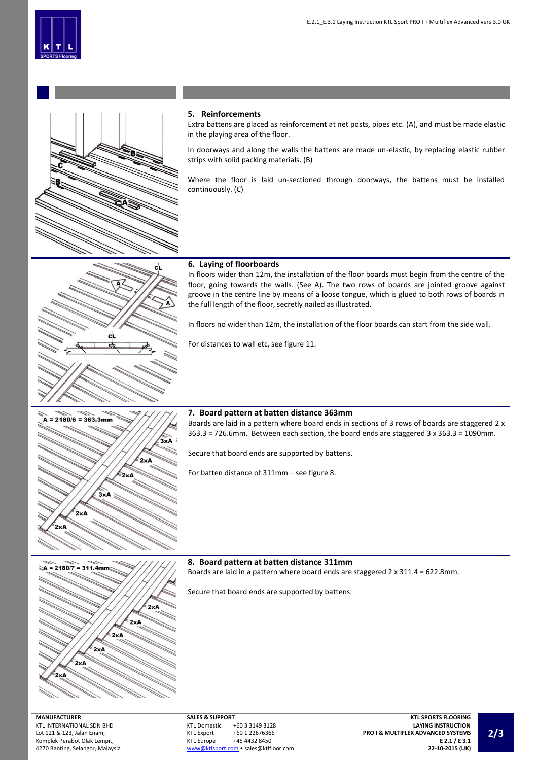## 5. Reinforcements

Extra battens are placed as reinforcement at net posts, pipes etc. (A), and must be made elastic in the playing area of the floor.

In doorways and along the walls the battens are made un-elastic, by replacing elastic rubber strips with solid packing materials. (B)

Where the floor is laid un-sectioned through doorways, the battens must be installed continuously. (C)

## 6. Laying of floorboards

In floors wider than 12m, the installation of the floor boards must begin from the centre of the floor, going towards the walls. (See A). The two rows of boards are jointed groove against groove in the centre line by means of a loose tongue, which is glued to both rows of boards in the full length of the floor, secretly nailed as illustrated.

In floors no wider than 12m, the installation of the floor boards can start from the side wall.

For distances to wall etc, see figure 11.

## 7. Board pattern at batten distance 363mm

A = 2180/6 = 363.3mm

Boards are laid in a pattern where board ends in sections of 3 rows of boards are staggered 2 x 363.3 = 726.6mm. Between each section, the board ends are staggered 3 x 363.3 = 1090mm.

Secure that board ends are supported by battens.

For batten distance of 311mm – see figure 8.

## 8. Board pattern at batten distance 311mm

A = 2180/7 = 311.4mm

Boards are laid in a pattern where board ends are staggered 2 x 311.4 = 622.8mm.

Secure that board ends are supported by battens.

**MANUFACTURER**
KTL INTERNATIONAL SDN BHD
Lot 121 & 123, Jalan Enam,
Komplek Perabot Olak Lempit,
4270 Banting, Selangor, Malaysia

**SALES & SUPPORT**
KTL Domestic +60 3 3149 3128
KTL Export +60 1 22676366
KTL Europe +45 4432 8450
www@ktlsport.com • sales@ktlfloor.com

**KTL SPORTS FLOORING**
**LAYING INSTRUCTION**
**PRO I & MULTIFLEX ADVANCED SYSTEMS**
**E 2.1 / E 3.1**
**22-10-2015 (UK)**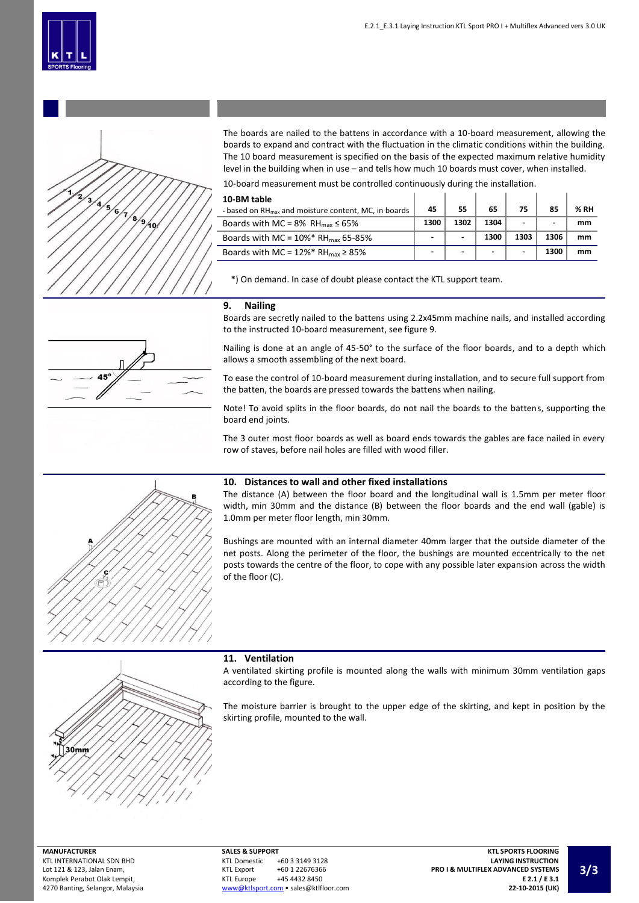The boards are nailed to the battens in accordance with a 10-board measurement, allowing the boards to expand and contract with the fluctuation in the climatic conditions within the building. The 10 board measurement is specified on the basis of the expected maximum relative humidity level in the building when in use – and tells how much 10 boards must cover, when installed.

10-board measurement must be controlled continuously during the installation.

| **10-BM table**<br>- based on $RH_{max}$ and moisture content, MC, in boards | 45 | 55 | 65 | 75 | 85 | % RH |
|---|---|---|---|---|---|---|
| Boards with MC = 8% $RH_{max}$ ≤ 65% | 1300 | 1302 | 1304 | - | - | mm |
| Boards with MC = 10%* $RH_{max}$ 65-85% | - | - | 1300 | 1303 | 1306 | mm |
| Boards with MC = 12%* $RH_{max}$ ≥ 85% | - | - | - | - | 1300 | mm |

*) On demand. In case of doubt please contact the KTL support team.

## 9. Nailing

Boards are secretly nailed to the battens using 2.2x45mm machine nails, and installed according to the instructed 10-board measurement, see figure 9.

Nailing is done at an angle of 45-50° to the surface of the floor boards, and to a depth which allows a smooth assembling of the next board.

To ease the control of 10-board measurement during installation, and to secure full support from the batten, the boards are pressed towards the battens when nailing.

Note! To avoid splits in the floor boards, do not nail the boards to the battens, supporting the board end joints.

The 3 outer most floor boards as well as board ends towards the gables are face nailed in every row of staves, before nail holes are filled with wood filler.

## 10. Distances to wall and other fixed installations

The distance (A) between the floor board and the longitudinal wall is 1.5mm per meter floor width, min 30mm and the distance (B) between the floor boards and the end wall (gable) is 1.0mm per meter floor length, min 30mm.

Bushings are mounted with an internal diameter 40mm larger that the outside diameter of the net posts. Along the perimeter of the floor, the bushings are mounted eccentrically to the net posts towards the centre of the floor, to cope with any possible later expansion across the width of the floor (C).

## 11. Ventilation

A ventilated skirting profile is mounted along the walls with minimum 30mm ventilation gaps according to the figure.

The moisture barrier is brought to the upper edge of the skirting, and kept in position by the skirting profile, mounted to the wall.

**MANUFACTURER**
KTL INTERNATIONAL SDN BHD
Lot 121 & 123, Jalan Enam,
Komplek Perabot Olak Lempit,
4270 Banting, Selangor, Malaysia

**SALES & SUPPORT**
KTL Domestic +60 3 3149 3128
KTL Export +60 1 22676366
KTL Europe +45 4432 8450
www@ktlsport.com • sales@ktlfloor.com

**KTL SPORTS FLOORING**
**LAYING INSTRUCTION**
**PRO I & MULTIFLEX ADVANCED SYSTEMS**
**E 2.1 / E 3.1**
**22-10-2015 (UK)**